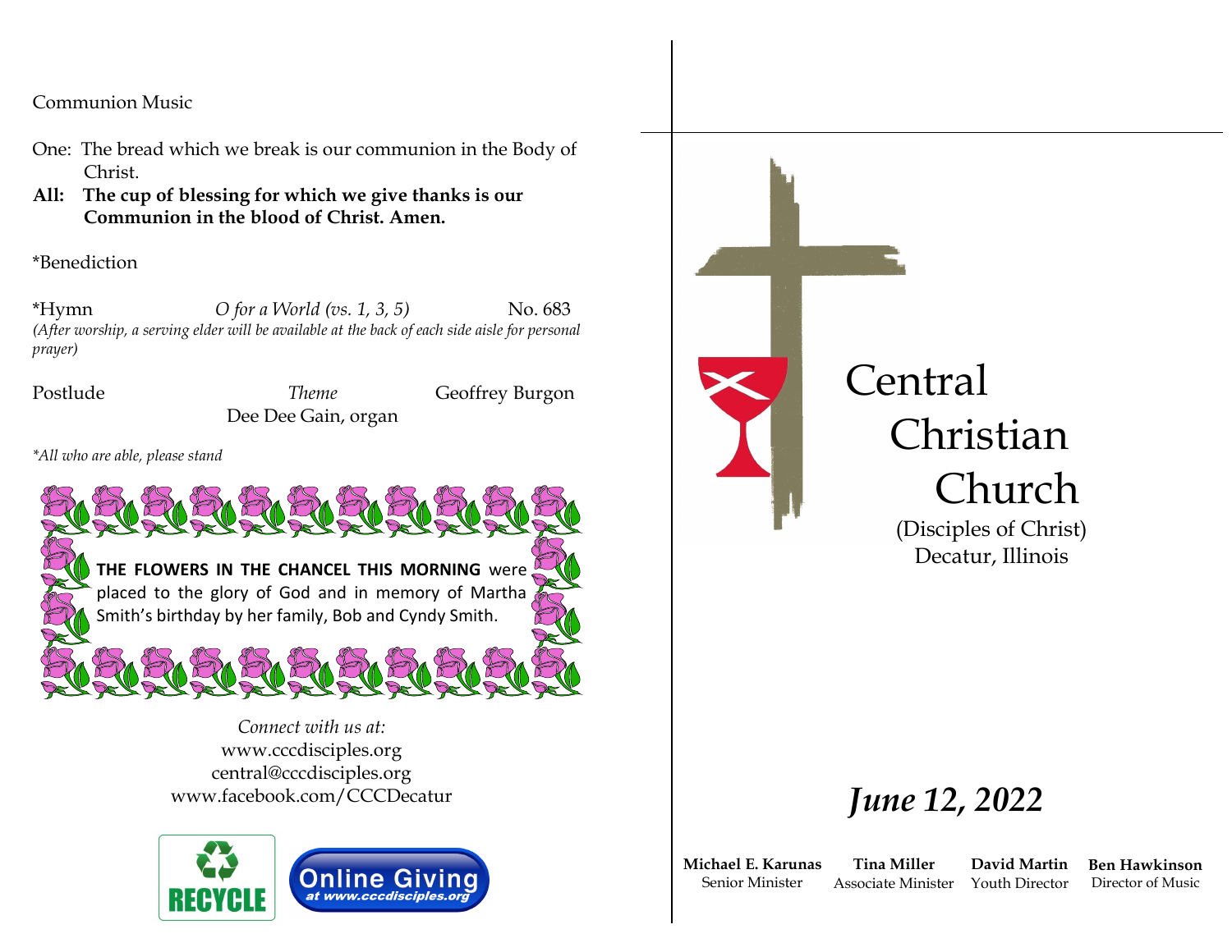Communion Music

One: The bread which we break is our communion in the Body of Christ.

**All: The cup of blessing for which we give thanks is our Communion in the blood of Christ. Amen.**

*Benediction

*Hymn *O for a World (vs. 1, 3, 5)* No. 683

*(After worship, a serving elder will be available at the back of each side aisle for personal prayer)*

Postlude *Theme* Geoffrey Burgon
Dee Dee Gain, organ

*\*All who are able, please stand*

**THE FLOWERS IN THE CHANCEL THIS MORNING** were placed to the glory of God and in memory of Martha Smith's birthday by her family, Bob and Cyndy Smith.

*Connect with us at:*
www.cccdisciples.org
central@cccdisciples.org
www.facebook.com/CCCDecatur

RECYCLE

Online Giving
*at www.cccdisciples.org*

# Central Christian Church

(Disciples of Christ)
Decatur, Illinois

## *June 12, 2022*

| **Michael E. Karunas** | **Tina Miller** | **David Martin** | **Ben Hawkinson** |
|---|---|---|---|
| Senior Minister | Associate Minister | Youth Director | Director of Music |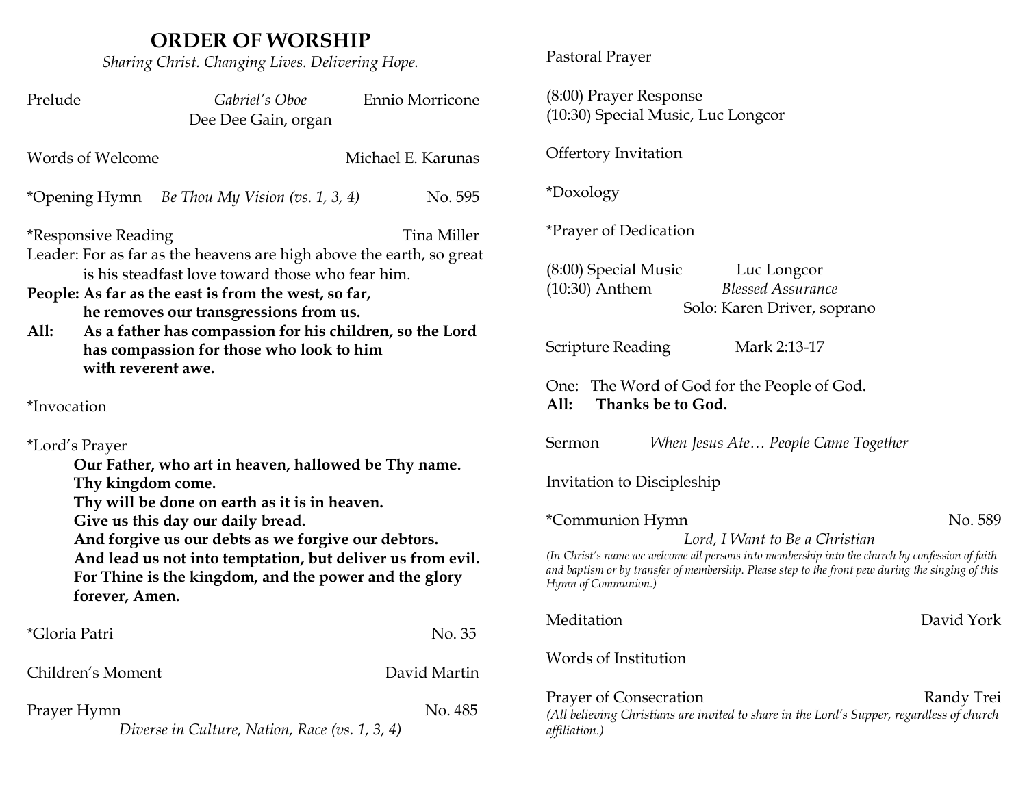# ORDER OF WORSHIP

*Sharing Christ. Changing Lives. Delivering Hope.*

Prelude *Gabriel's Oboe* Ennio Morricone
Dee Dee Gain, organ

Words of Welcome Michael E. Karunas

*Opening Hymn *Be Thou My Vision (vs. 1, 3, 4)* No. 595

*Responsive Reading Tina Miller

Leader: For as far as the heavens are high above the earth, so great is his steadfast love toward those who fear him.

**People: As far as the east is from the west, so far, he removes our transgressions from us.**

**All: As a father has compassion for his children, so the Lord has compassion for those who look to him with reverent awe.**

*Invocation

*Lord's Prayer

**Our Father, who art in heaven, hallowed be Thy name.**
**Thy kingdom come.**
**Thy will be done on earth as it is in heaven.**
**Give us this day our daily bread.**
**And forgive us our debts as we forgive our debtors.**
**And lead us not into temptation, but deliver us from evil.**
**For Thine is the kingdom, and the power and the glory forever, Amen.**

*Gloria Patri No. 35

Children's Moment David Martin

Prayer Hymn No. 485
*Diverse in Culture, Nation, Race (vs. 1, 3, 4)*

Pastoral Prayer

(8:00) Prayer Response
(10:30) Special Music, Luc Longcor

Offertory Invitation

*Doxology

*Prayer of Dedication

(8:00) Special Music Luc Longcor
(10:30) Anthem *Blessed Assurance*
Solo: Karen Driver, soprano

Scripture Reading Mark 2:13-17

One: The Word of God for the People of God.
**All: Thanks be to God.**

Sermon *When Jesus Ate… People Came Together*

Invitation to Discipleship

*Communion Hymn No. 589
*Lord, I Want to Be a Christian*

*(In Christ's name we welcome all persons into membership into the church by confession of faith and baptism or by transfer of membership. Please step to the front pew during the singing of this Hymn of Communion.)*

Meditation David York

Words of Institution

Prayer of Consecration Randy Trei

*(All believing Christians are invited to share in the Lord's Supper, regardless of church affiliation.)*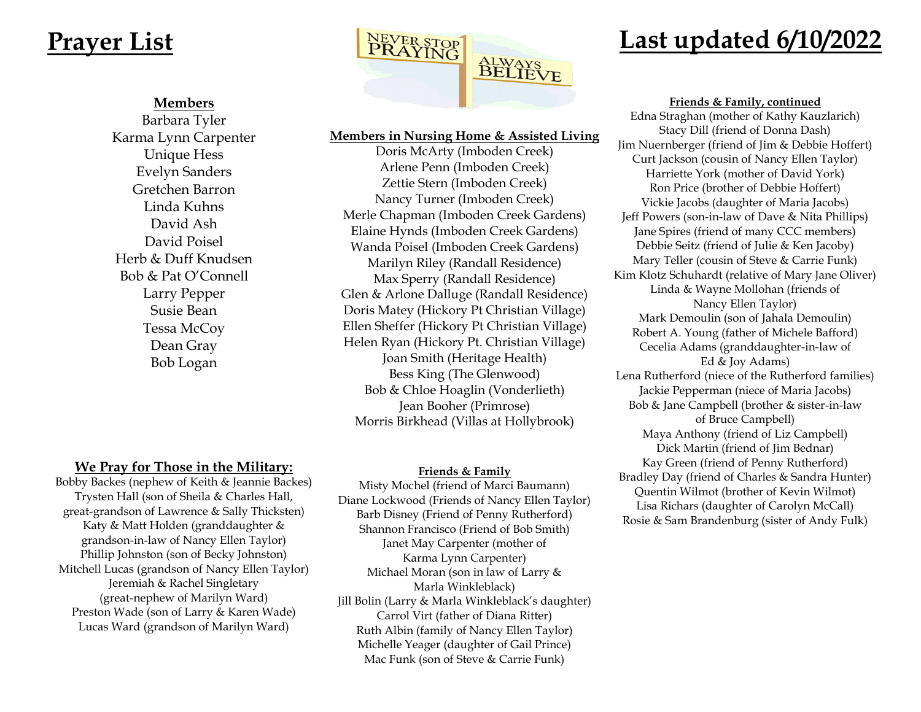# Prayer List

# Last updated 6/10/2022

NEVER STOP PRAYING
ALWAYS BELIEVE

### Members

Barbara Tyler
Karma Lynn Carpenter
Unique Hess
Evelyn Sanders
Gretchen Barron
Linda Kuhns
David Ash
David Poisel
Herb & Duff Knudsen
Bob & Pat O'Connell
Larry Pepper
Susie Bean
Tessa McCoy
Dean Gray
Bob Logan

### We Pray for Those in the Military:

Bobby Backes (nephew of Keith & Jeannie Backes)
Trysten Hall (son of Sheila & Charles Hall, great-grandson of Lawrence & Sally Thicksten)
Katy & Matt Holden (granddaughter & grandson-in-law of Nancy Ellen Taylor)
Phillip Johnston (son of Becky Johnston)
Mitchell Lucas (grandson of Nancy Ellen Taylor)
Jeremiah & Rachel Singletary (great-nephew of Marilyn Ward)
Preston Wade (son of Larry & Karen Wade)
Lucas Ward (grandson of Marilyn Ward)

### Members in Nursing Home & Assisted Living

Doris McArty (Imboden Creek)
Arlene Penn (Imboden Creek)
Zettie Stern (Imboden Creek)
Nancy Turner (Imboden Creek)
Merle Chapman (Imboden Creek Gardens)
Elaine Hynds (Imboden Creek Gardens)
Wanda Poisel (Imboden Creek Gardens)
Marilyn Riley (Randall Residence)
Max Sperry (Randall Residence)
Glen & Arlone Dalluge (Randall Residence)
Doris Matey (Hickory Pt Christian Village)
Ellen Sheffer (Hickory Pt Christian Village)
Helen Ryan (Hickory Pt. Christian Village)
Joan Smith (Heritage Health)
Bess King (The Glenwood)
Bob & Chloe Hoaglin (Vonderlieth)
Jean Booher (Primrose)
Morris Birkhead (Villas at Hollybrook)

### Friends & Family

Misty Mochel (friend of Marci Baumann)
Diane Lockwood (Friends of Nancy Ellen Taylor)
Barb Disney (Friend of Penny Rutherford)
Shannon Francisco (Friend of Bob Smith)
Janet May Carpenter (mother of Karma Lynn Carpenter)
Michael Moran (son in law of Larry & Marla Winkleblack)
Jill Bolin (Larry & Marla Winkleblack's daughter)
Carrol Virt (father of Diana Ritter)
Ruth Albin (family of Nancy Ellen Taylor)
Michelle Yeager (daughter of Gail Prince)
Mac Funk (son of Steve & Carrie Funk)

### Friends & Family, continued

Edna Straghan (mother of Kathy Kauzlarich)
Stacy Dill (friend of Donna Dash)
Jim Nuernberger (friend of Jim & Debbie Hoffert)
Curt Jackson (cousin of Nancy Ellen Taylor)
Harriette York (mother of David York)
Ron Price (brother of Debbie Hoffert)
Vickie Jacobs (daughter of Maria Jacobs)
Jeff Powers (son-in-law of Dave & Nita Phillips)
Jane Spires (friend of many CCC members)
Debbie Seitz (friend of Julie & Ken Jacoby)
Mary Teller (cousin of Steve & Carrie Funk)
Kim Klotz Schuhardt (relative of Mary Jane Oliver)
Linda & Wayne Mollohan (friends of Nancy Ellen Taylor)
Mark Demoulin (son of Jahala Demoulin)
Robert A. Young (father of Michele Bafford)
Cecelia Adams (granddaughter-in-law of Ed & Joy Adams)
Lena Rutherford (niece of the Rutherford families)
Jackie Pepperman (niece of Maria Jacobs)
Bob & Jane Campbell (brother & sister-in-law of Bruce Campbell)
Maya Anthony (friend of Liz Campbell)
Dick Martin (friend of Jim Bednar)
Kay Green (friend of Penny Rutherford)
Bradley Day (friend of Charles & Sandra Hunter)
Quentin Wilmot (brother of Kevin Wilmot)
Lisa Richars (daughter of Carolyn McCall)
Rosie & Sam Brandenburg (sister of Andy Fulk)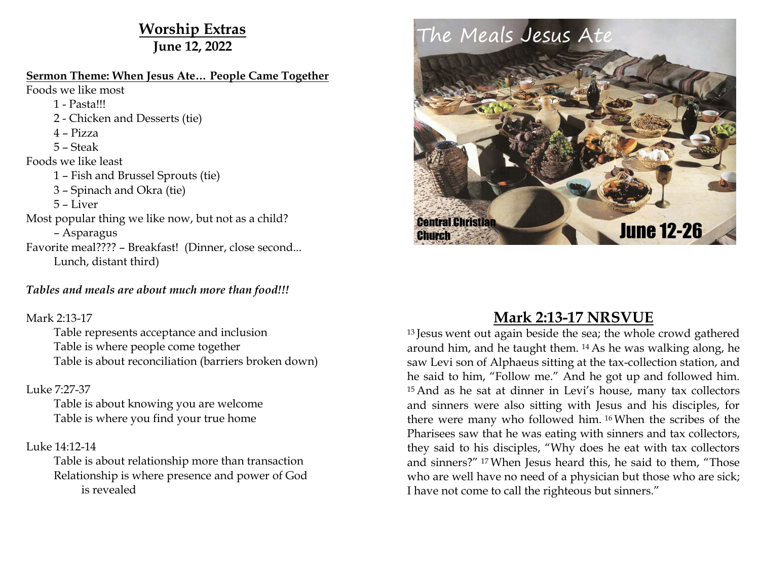## Worship Extras
**June 12, 2022**

**Sermon Theme: When Jesus Ate… People Came Together**

Foods we like most

1 - Pasta!!!
2 - Chicken and Desserts (tie)
4 – Pizza
5 – Steak

Foods we like least

1 – Fish and Brussel Sprouts (tie)
3 – Spinach and Okra (tie)
5 – Liver

Most popular thing we like now, but not as a child?
– Asparagus

Favorite meal???? – Breakfast! (Dinner, close second... Lunch, distant third)

***Tables and meals are about much more than food!!!***

Mark 2:13-17

Table represents acceptance and inclusion
Table is where people come together
Table is about reconciliation (barriers broken down)

Luke 7:27-37

Table is about knowing you are welcome
Table is where you find your true home

Luke 14:12-14

Table is about relationship more than transaction
Relationship is where presence and power of God is revealed

The Meals Jesus Ate

Central Christian Church

June 12-26

## Mark 2:13-17 NRSVUE

[13] Jesus went out again beside the sea; the whole crowd gathered around him, and he taught them. [14] As he was walking along, he saw Levi son of Alphaeus sitting at the tax-collection station, and he said to him, "Follow me." And he got up and followed him. [15] And as he sat at dinner in Levi's house, many tax collectors and sinners were also sitting with Jesus and his disciples, for there were many who followed him. [16] When the scribes of the Pharisees saw that he was eating with sinners and tax collectors, they said to his disciples, "Why does he eat with tax collectors and sinners?" [17] When Jesus heard this, he said to them, "Those who are well have no need of a physician but those who are sick; I have not come to call the righteous but sinners."